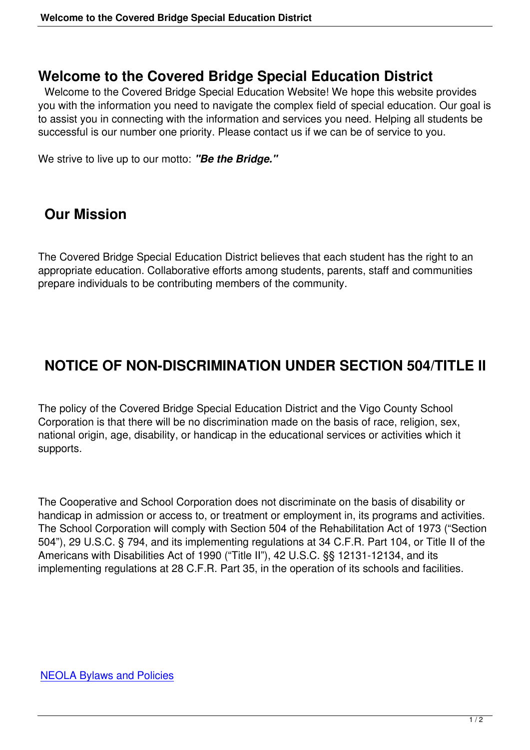# Welcome to the Covered Bridge Special Education District

Welcome to the Covered Bridge Special Education Website! We hope this website provides you with the information you need to navigate the complex field of special education. Our goal is to assist you in connecting with the information and services you need. Helping all students be successful is our number one priority. Please contact us if we can be of service to you.

We strive to live up to our motto: ***"Be the Bridge."***

## Our Mission

The Covered Bridge Special Education District believes that each student has the right to an appropriate education. Collaborative efforts among students, parents, staff and communities prepare individuals to be contributing members of the community.

## NOTICE OF NON-DISCRIMINATION UNDER SECTION 504/TITLE II

The policy of the Covered Bridge Special Education District and the Vigo County School Corporation is that there will be no discrimination made on the basis of race, religion, sex, national origin, age, disability, or handicap in the educational services or activities which it supports.

The Cooperative and School Corporation does not discriminate on the basis of disability or handicap in admission or access to, or treatment or employment in, its programs and activities. The School Corporation will comply with Section 504 of the Rehabilitation Act of 1973 ("Section 504"), 29 U.S.C. § 794, and its implementing regulations at 34 C.F.R. Part 104, or Title II of the Americans with Disabilities Act of 1990 ("Title II"), 42 U.S.C. §§ 12131-12134, and its implementing regulations at 28 C.F.R. Part 35, in the operation of its schools and facilities.

NEOLA Bylaws and Policies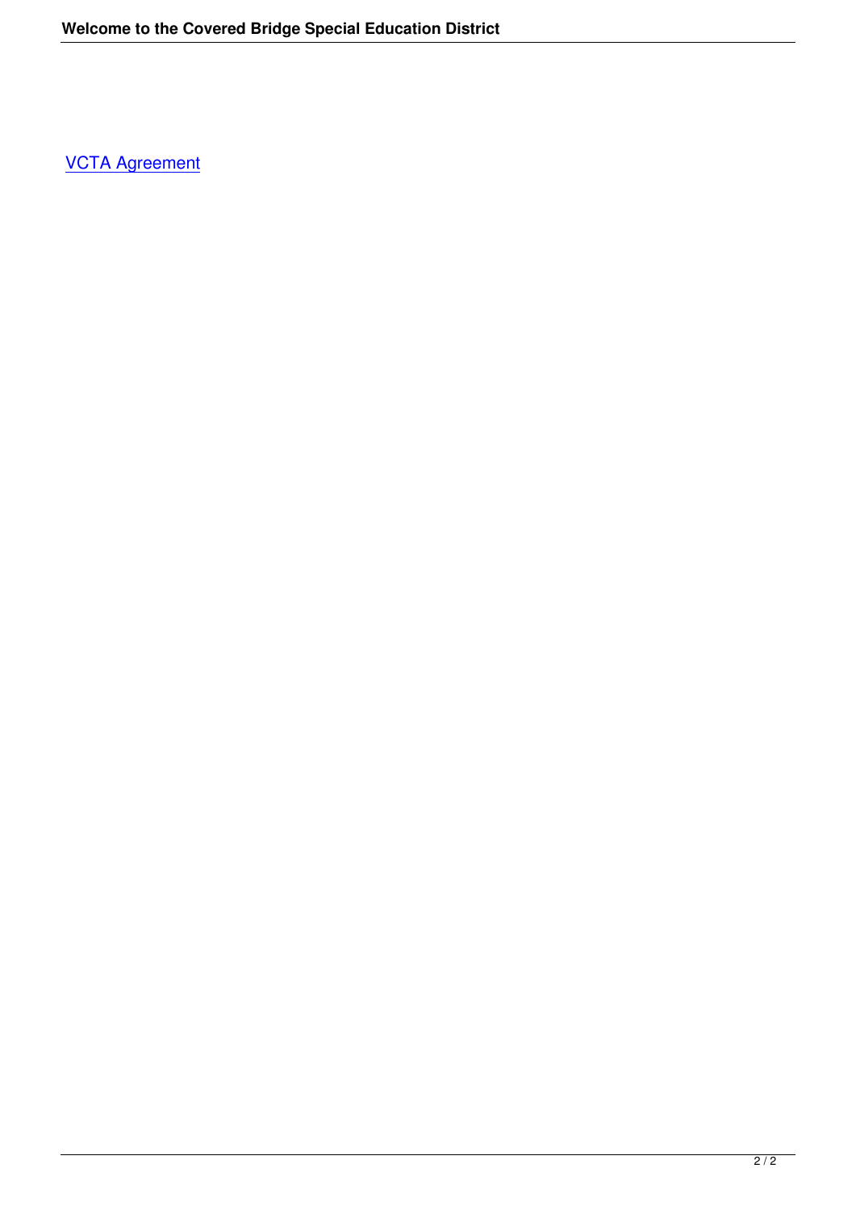[VCTA Agreement]